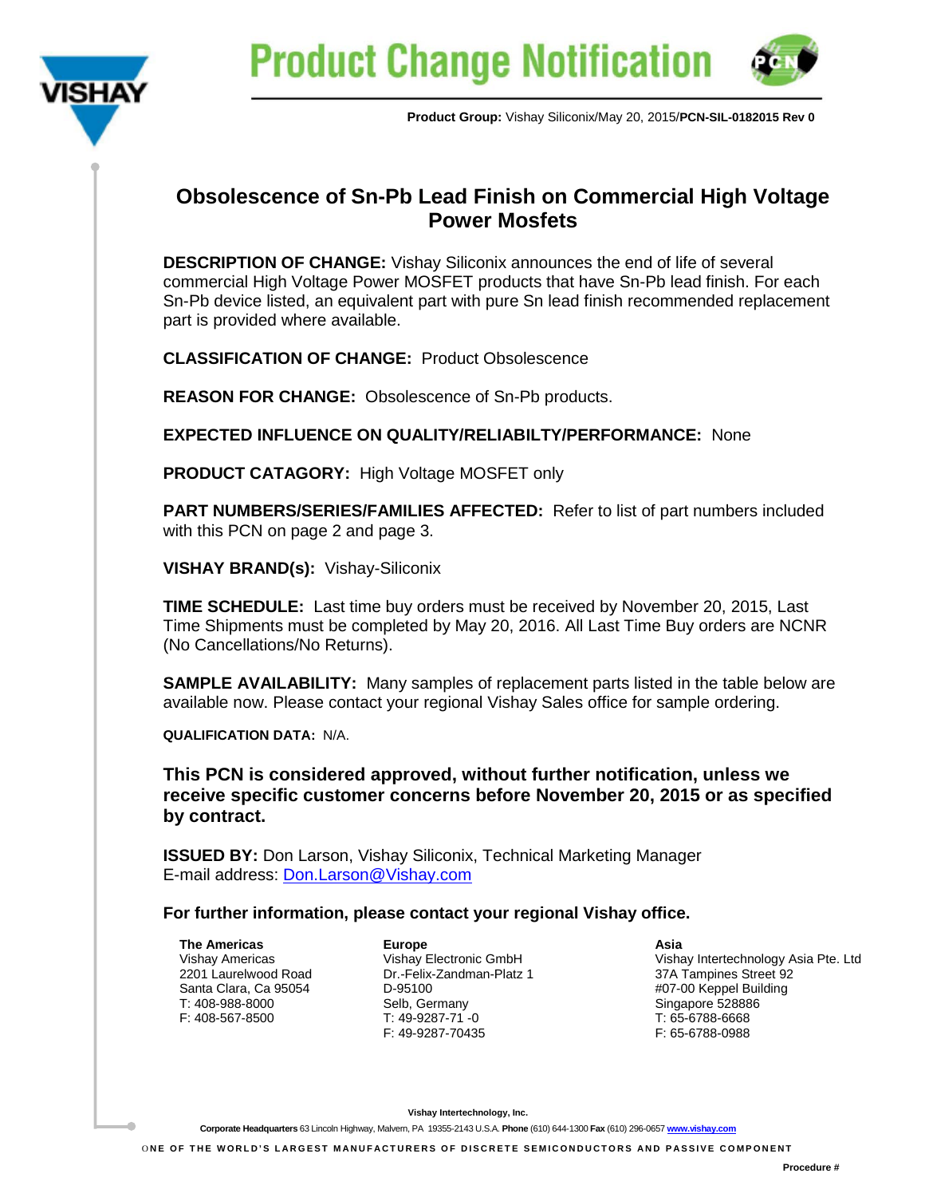# Product Change Notification

**Product Group:** Vishay Siliconix/May 20, 2015/**PCN-SIL-0182015 Rev 0**

## Obsolescence of Sn-Pb Lead Finish on Commercial High Voltage Power Mosfets

**DESCRIPTION OF CHANGE:** Vishay Siliconix announces the end of life of several commercial High Voltage Power MOSFET products that have Sn-Pb lead finish. For each Sn-Pb device listed, an equivalent part with pure Sn lead finish recommended replacement part is provided where available.

**CLASSIFICATION OF CHANGE:** Product Obsolescence

**REASON FOR CHANGE:** Obsolescence of Sn-Pb products.

**EXPECTED INFLUENCE ON QUALITY/RELIABILTY/PERFORMANCE:** None

**PRODUCT CATAGORY:** High Voltage MOSFET only

**PART NUMBERS/SERIES/FAMILIES AFFECTED:** Refer to list of part numbers included with this PCN on page 2 and page 3.

**VISHAY BRAND(s):** Vishay-Siliconix

**TIME SCHEDULE:** Last time buy orders must be received by November 20, 2015, Last Time Shipments must be completed by May 20, 2016. All Last Time Buy orders are NCNR (No Cancellations/No Returns).

**SAMPLE AVAILABILITY:** Many samples of replacement parts listed in the table below are available now. Please contact your regional Vishay Sales office for sample ordering.

**QUALIFICATION DATA:** N/A.

**This PCN is considered approved, without further notification, unless we receive specific customer concerns before November 20, 2015 or as specified by contract.**

**ISSUED BY:** Don Larson, Vishay Siliconix, Technical Marketing Manager
E-mail address: Don.Larson@Vishay.com

**For further information, please contact your regional Vishay office.**

**The Americas**
Vishay Americas
2201 Laurelwood Road
Santa Clara, Ca 95054
T: 408-988-8000
F: 408-567-8500

**Europe**
Vishay Electronic GmbH
Dr.-Felix-Zandman-Platz 1
D-95100
Selb, Germany
T: 49-9287-71 -0
F: 49-9287-70435

**Asia**
Vishay Intertechnology Asia Pte. Ltd
37A Tampines Street 92
#07-00 Keppel Building
Singapore 528886
T: 65-6788-6668
F: 65-6788-0988

**Vishay Intertechnology, Inc.**
**Corporate Headquarters** 63 Lincoln Highway, Malvern, PA 19355-2143 U.S.A. **Phone** (610) 644-1300 **Fax** (610) 296-0657 www.vishay.com

ONE OF THE WORLD'S LARGEST MANUFACTURERS OF DISCRETE SEMICONDUCTORS AND PASSIVE COMPONENT

**Procedure #**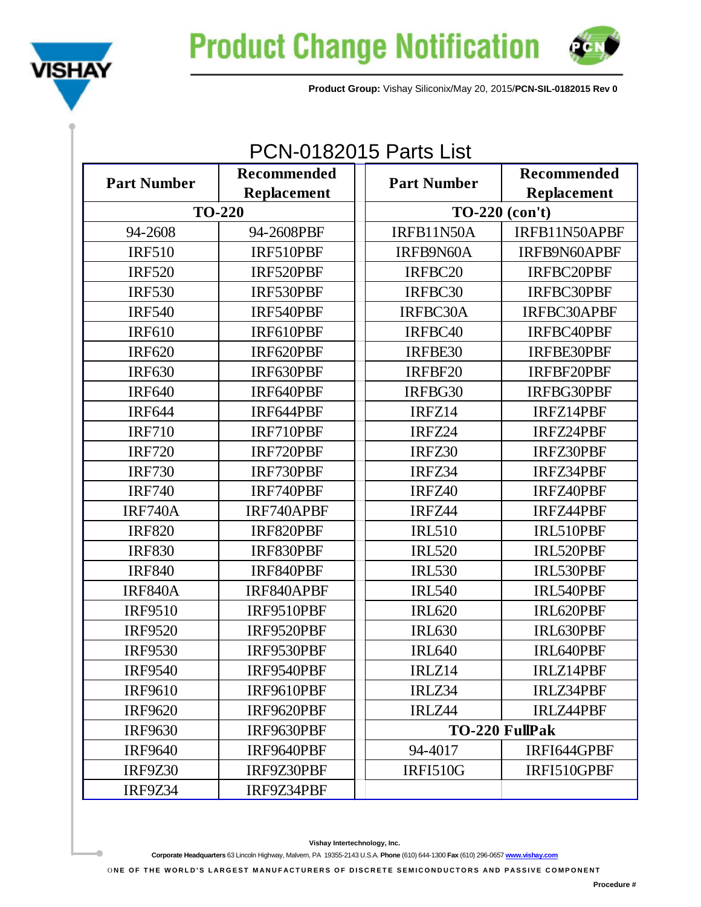# PCN-0182015 Parts List

| Part Number | Recommended Replacement | Part Number | Recommended Replacement |
|---|---|---|---|
| **TO-220** | | **TO-220 (con't)** | |
| 94-2608 | 94-2608PBF | IRFB11N50A | IRFB11N50APBF |
| IRF510 | IRF510PBF | IRFB9N60A | IRFB9N60APBF |
| IRF520 | IRF520PBF | IRFBC20 | IRFBC20PBF |
| IRF530 | IRF530PBF | IRFBC30 | IRFBC30PBF |
| IRF540 | IRF540PBF | IRFBC30A | IRFBC30APBF |
| IRF610 | IRF610PBF | IRFBC40 | IRFBC40PBF |
| IRF620 | IRF620PBF | IRFBE30 | IRFBE30PBF |
| IRF630 | IRF630PBF | IRFBF20 | IRFBF20PBF |
| IRF640 | IRF640PBF | IRFBG30 | IRFBG30PBF |
| IRF644 | IRF644PBF | IRFZ14 | IRFZ14PBF |
| IRF710 | IRF710PBF | IRFZ24 | IRFZ24PBF |
| IRF720 | IRF720PBF | IRFZ30 | IRFZ30PBF |
| IRF730 | IRF730PBF | IRFZ34 | IRFZ34PBF |
| IRF740 | IRF740PBF | IRFZ40 | IRFZ40PBF |
| IRF740A | IRF740APBF | IRFZ44 | IRFZ44PBF |
| IRF820 | IRF820PBF | IRL510 | IRL510PBF |
| IRF830 | IRF830PBF | IRL520 | IRL520PBF |
| IRF840 | IRF840PBF | IRL530 | IRL530PBF |
| IRF840A | IRF840APBF | IRL540 | IRL540PBF |
| IRF9510 | IRF9510PBF | IRL620 | IRL620PBF |
| IRF9520 | IRF9520PBF | IRL630 | IRL630PBF |
| IRF9530 | IRF9530PBF | IRL640 | IRL640PBF |
| IRF9540 | IRF9540PBF | IRLZ14 | IRLZ14PBF |
| IRF9610 | IRF9610PBF | IRLZ34 | IRLZ34PBF |
| IRF9620 | IRF9620PBF | IRLZ44 | IRLZ44PBF |
| IRF9630 | IRF9630PBF | **TO-220 FullPak** | |
| IRF9640 | IRF9640PBF | 94-4017 | IRFI644GPBF |
| IRF9Z30 | IRF9Z30PBF | IRFI510G | IRFI510GPBF |
| IRF9Z34 | IRF9Z34PBF | | |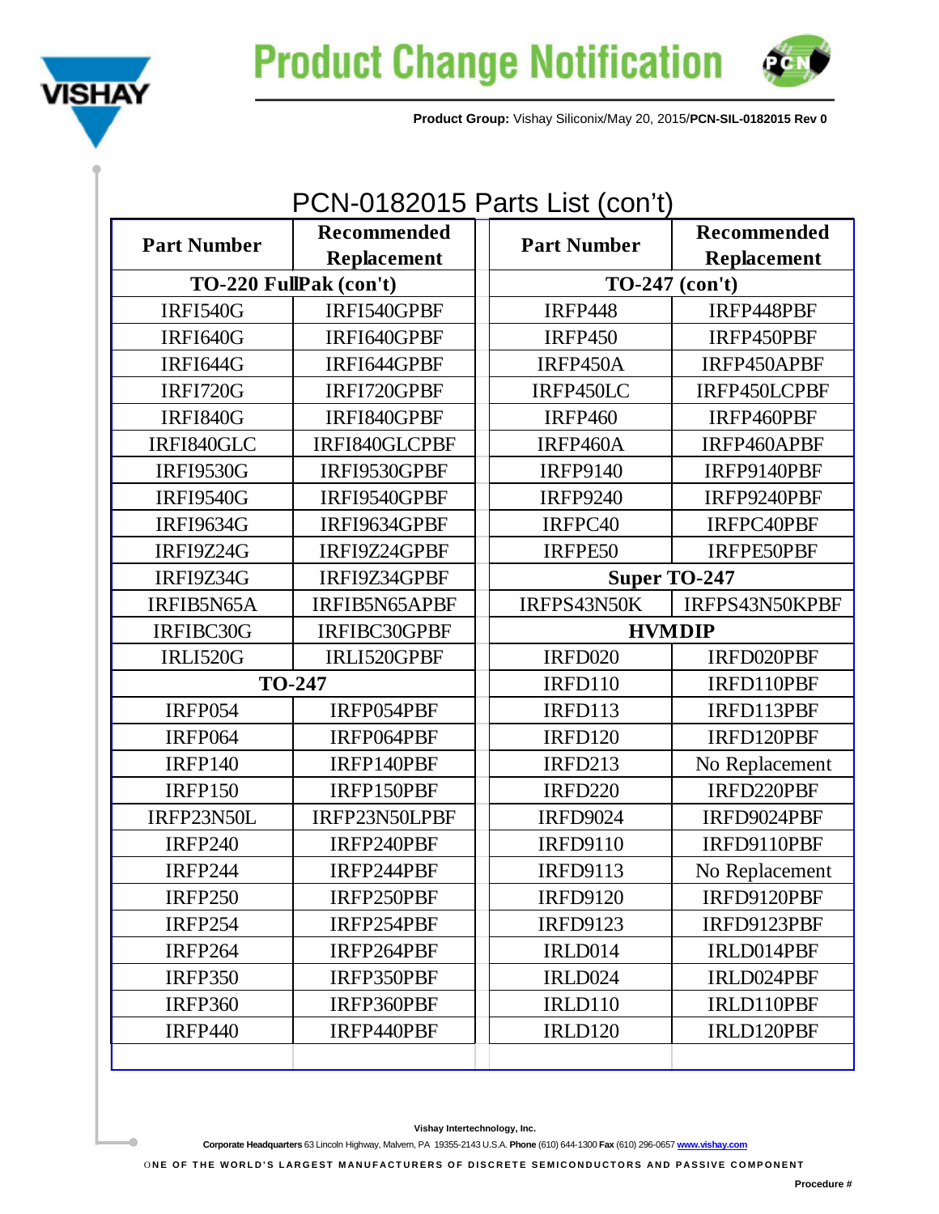**Product Change Notification**

**Product Group:** Vishay Siliconix/May 20, 2015/**PCN-SIL-0182015 Rev 0**

## PCN-0182015 Parts List (con't)

| Part Number | Recommended Replacement | Part Number | Recommended Replacement |
|---|---|---|---|
| **TO-220 FullPak (con't)** | | **TO-247 (con't)** | |
| IRFI540G | IRFI540GPBF | IRFP448 | IRFP448PBF |
| IRFI640G | IRFI640GPBF | IRFP450 | IRFP450PBF |
| IRFI644G | IRFI644GPBF | IRFP450A | IRFP450APBF |
| IRFI720G | IRFI720GPBF | IRFP450LC | IRFP450LCPBF |
| IRFI840G | IRFI840GPBF | IRFP460 | IRFP460PBF |
| IRFI840GLC | IRFI840GLCPBF | IRFP460A | IRFP460APBF |
| IRFI9530G | IRFI9530GPBF | IRFP9140 | IRFP9140PBF |
| IRFI9540G | IRFI9540GPBF | IRFP9240 | IRFP9240PBF |
| IRFI9634G | IRFI9634GPBF | IRFPC40 | IRFPC40PBF |
| IRFI9Z24G | IRFI9Z24GPBF | IRFPE50 | IRFPE50PBF |
| IRFI9Z34G | IRFI9Z34GPBF | **Super TO-247** | |
| IRFIB5N65A | IRFIB5N65APBF | IRFPS43N50K | IRFPS43N50KPBF |
| IRFIBC30G | IRFIBC30GPBF | **HVMDIP** | |
| IRLI520G | IRLI520GPBF | IRFD020 | IRFD020PBF |
| **TO-247** | | IRFD110 | IRFD110PBF |
| IRFP054 | IRFP054PBF | IRFD113 | IRFD113PBF |
| IRFP064 | IRFP064PBF | IRFD120 | IRFD120PBF |
| IRFP140 | IRFP140PBF | IRFD213 | No Replacement |
| IRFP150 | IRFP150PBF | IRFD220 | IRFD220PBF |
| IRFP23N50L | IRFP23N50LPBF | IRFD9024 | IRFD9024PBF |
| IRFP240 | IRFP240PBF | IRFD9110 | IRFD9110PBF |
| IRFP244 | IRFP244PBF | IRFD9113 | No Replacement |
| IRFP250 | IRFP250PBF | IRFD9120 | IRFD9120PBF |
| IRFP254 | IRFP254PBF | IRFD9123 | IRFD9123PBF |
| IRFP264 | IRFP264PBF | IRLD014 | IRLD014PBF |
| IRFP350 | IRFP350PBF | IRLD024 | IRLD024PBF |
| IRFP360 | IRFP360PBF | IRLD110 | IRLD110PBF |
| IRFP440 | IRFP440PBF | IRLD120 | IRLD120PBF |

**Vishay Intertechnology, Inc.**

**Corporate Headquarters** 63 Lincoln Highway, Malvern, PA 19355-2143 U.S.A. **Phone** (610) 644-1300 **Fax** (610) 296-0657 **www.vishay.com**

ONE OF THE WORLD'S LARGEST MANUFACTURERS OF DISCRETE SEMICONDUCTORS AND PASSIVE COMPONENT

**Procedure #**